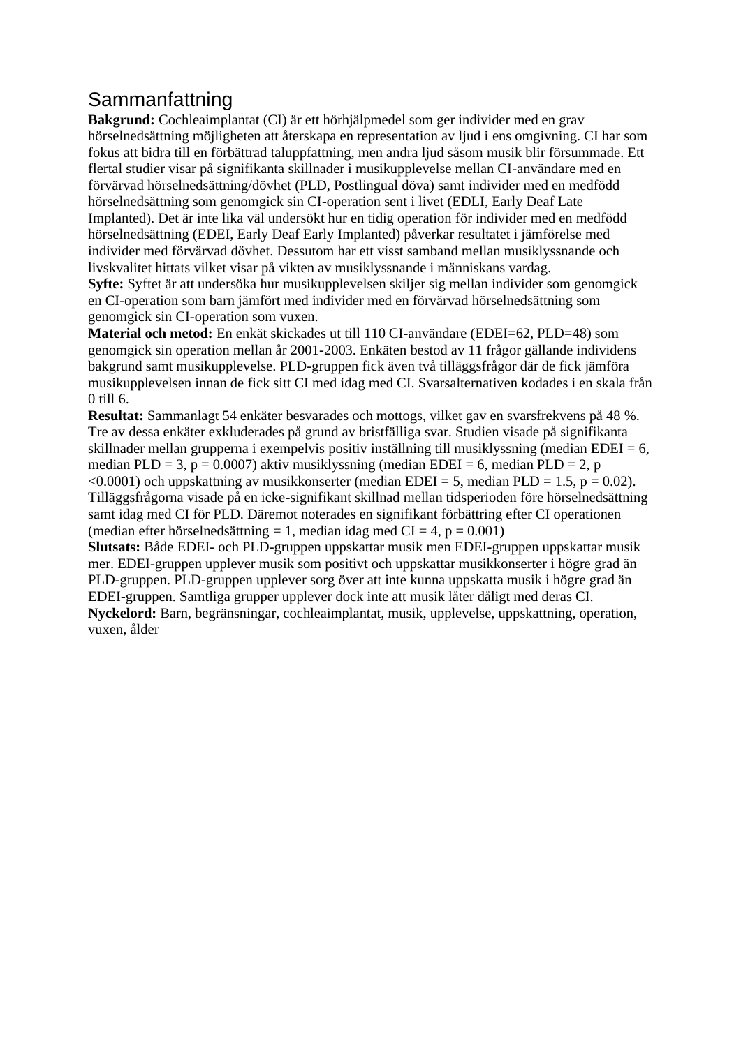# Sammanfattning

**Bakgrund:** Cochleaimplantat (CI) är ett hörhjälpmedel som ger individer med en grav hörselnedsättning möjligheten att återskapa en representation av ljud i ens omgivning. CI har som fokus att bidra till en förbättrad taluppfattning, men andra ljud såsom musik blir försummade. Ett flertal studier visar på signifikanta skillnader i musikupplevelse mellan CI-användare med en förvärvad hörselnedsättning/dövhet (PLD, Postlingual döva) samt individer med en medfödd hörselnedsättning som genomgick sin CI-operation sent i livet (EDLI, Early Deaf Late Implanted). Det är inte lika väl undersökt hur en tidig operation för individer med en medfödd hörselnedsättning (EDEI, Early Deaf Early Implanted) påverkar resultatet i jämförelse med individer med förvärvad dövhet. Dessutom har ett visst samband mellan musiklyssnande och livskvalitet hittats vilket visar på vikten av musiklyssnande i människans vardag.

**Syfte:** Syftet är att undersöka hur musikupplevelsen skiljer sig mellan individer som genomgick en CI-operation som barn jämfört med individer med en förvärvad hörselnedsättning som genomgick sin CI-operation som vuxen.

**Material och metod:** En enkät skickades ut till 110 CI-användare (EDEI=62, PLD=48) som genomgick sin operation mellan år 2001-2003. Enkäten bestod av 11 frågor gällande individens bakgrund samt musikupplevelse. PLD-gruppen fick även två tilläggsfrågor där de fick jämföra musikupplevelsen innan de fick sitt CI med idag med CI. Svarsalternativen kodades i en skala från 0 till 6.

**Resultat:** Sammanlagt 54 enkäter besvarades och mottogs, vilket gav en svarsfrekvens på 48 %. Tre av dessa enkäter exkluderades på grund av bristfälliga svar. Studien visade på signifikanta skillnader mellan grupperna i exempelvis positiv inställning till musiklyssning (median EDEI = 6, median PLD = 3, $p = 0.0007$) aktiv musiklyssning (median EDEI = 6, median PLD = 2, $p < 0.0001$) och uppskattning av musikkonserter (median EDEI = 5, median PLD = 1.5, $p = 0.02$). Tilläggsfrågorna visade på en icke-signifikant skillnad mellan tidsperioden före hörselnedsättning samt idag med CI för PLD. Däremot noterades en signifikant förbättring efter CI operationen (median efter hörselnedsättning = 1, median idag med CI = 4, $p = 0.001$)

**Slutsats:** Både EDEI- och PLD-gruppen uppskattar musik men EDEI-gruppen uppskattar musik mer. EDEI-gruppen upplever musik som positivt och uppskattar musikkonserter i högre grad än PLD-gruppen. PLD-gruppen upplever sorg över att inte kunna uppskatta musik i högre grad än EDEI-gruppen. Samtliga grupper upplever dock inte att musik låter dåligt med deras CI.

**Nyckelord:** Barn, begränsningar, cochleaimplantat, musik, upplevelse, uppskattning, operation, vuxen, ålder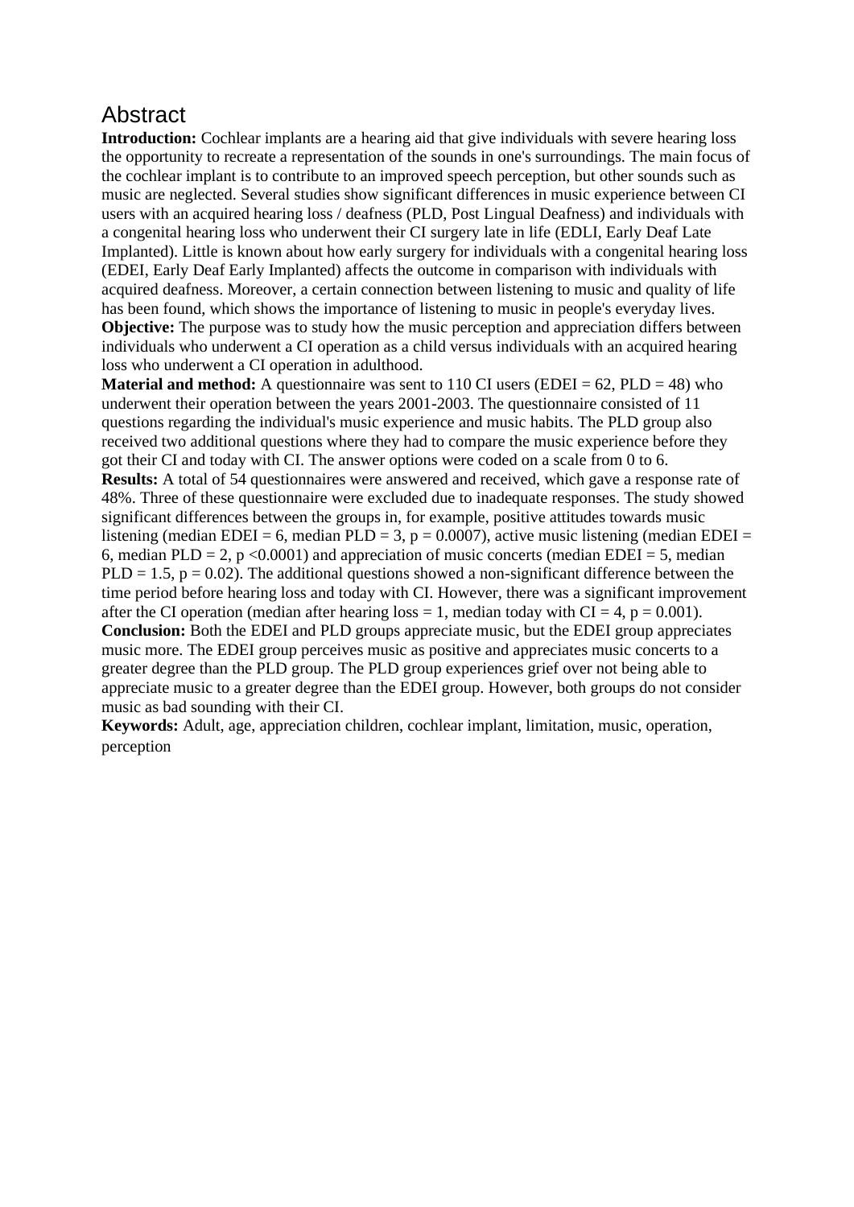# Abstract

**Introduction:** Cochlear implants are a hearing aid that give individuals with severe hearing loss the opportunity to recreate a representation of the sounds in one's surroundings. The main focus of the cochlear implant is to contribute to an improved speech perception, but other sounds such as music are neglected. Several studies show significant differences in music experience between CI users with an acquired hearing loss / deafness (PLD, Post Lingual Deafness) and individuals with a congenital hearing loss who underwent their CI surgery late in life (EDLI, Early Deaf Late Implanted). Little is known about how early surgery for individuals with a congenital hearing loss (EDEI, Early Deaf Early Implanted) affects the outcome in comparison with individuals with acquired deafness. Moreover, a certain connection between listening to music and quality of life has been found, which shows the importance of listening to music in people's everyday lives.

**Objective:** The purpose was to study how the music perception and appreciation differs between individuals who underwent a CI operation as a child versus individuals with an acquired hearing loss who underwent a CI operation in adulthood.

**Material and method:** A questionnaire was sent to 110 CI users (EDEI = 62, PLD = 48) who underwent their operation between the years 2001-2003. The questionnaire consisted of 11 questions regarding the individual's music experience and music habits. The PLD group also received two additional questions where they had to compare the music experience before they got their CI and today with CI. The answer options were coded on a scale from 0 to 6.

**Results:** A total of 54 questionnaires were answered and received, which gave a response rate of 48%. Three of these questionnaire were excluded due to inadequate responses. The study showed significant differences between the groups in, for example, positive attitudes towards music listening (median EDEI = 6, median PLD = 3, $p = 0.0007$), active music listening (median EDEI = 6, median PLD = 2, $p < 0.0001$) and appreciation of music concerts (median EDEI = 5, median PLD = 1.5, $p = 0.02$). The additional questions showed a non-significant difference between the time period before hearing loss and today with CI. However, there was a significant improvement after the CI operation (median after hearing loss = 1, median today with CI = 4, $p = 0.001$).

**Conclusion:** Both the EDEI and PLD groups appreciate music, but the EDEI group appreciates music more. The EDEI group perceives music as positive and appreciates music concerts to a greater degree than the PLD group. The PLD group experiences grief over not being able to appreciate music to a greater degree than the EDEI group. However, both groups do not consider music as bad sounding with their CI.

**Keywords:** Adult, age, appreciation children, cochlear implant, limitation, music, operation, perception